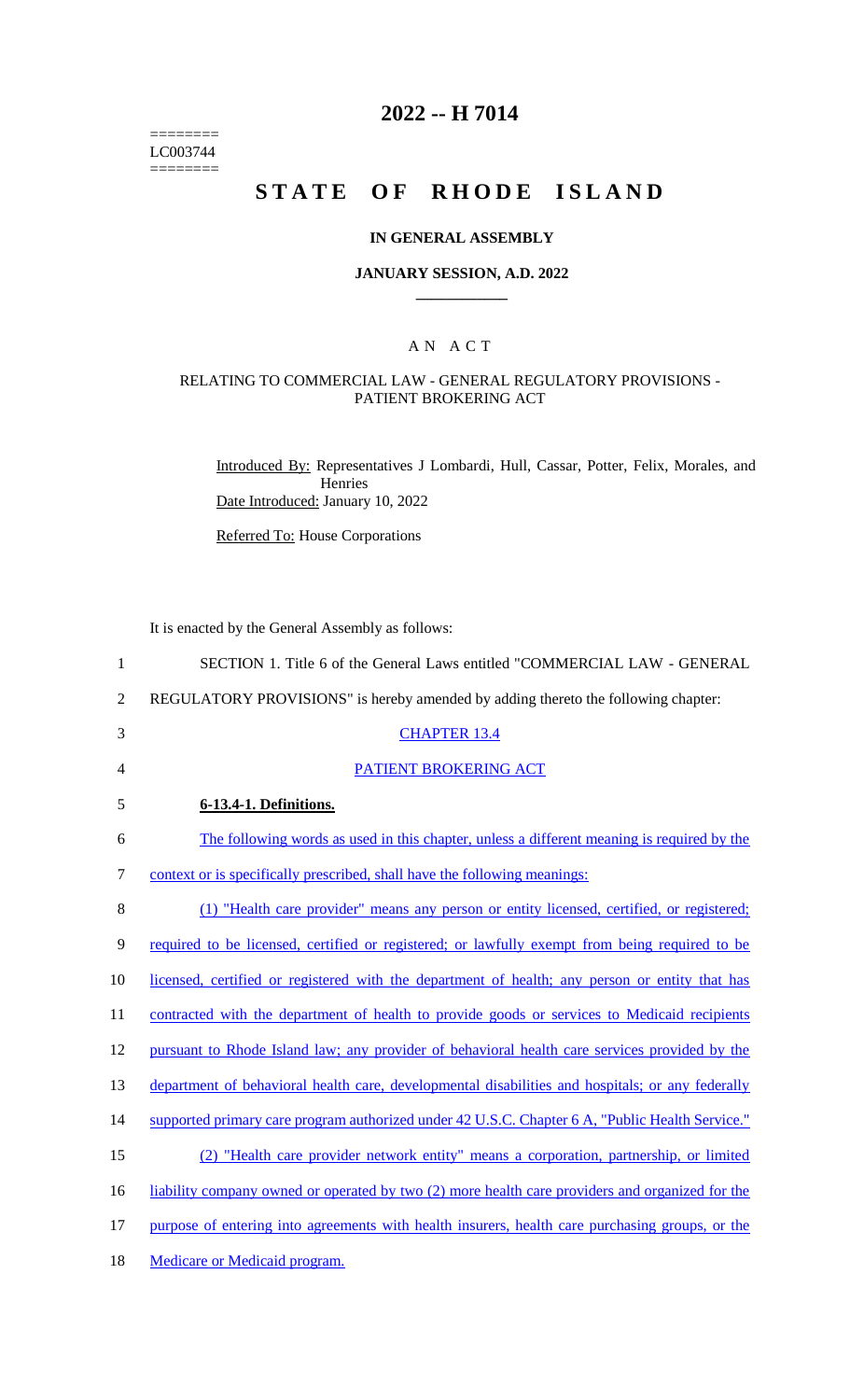========
LC003744
========

# 2022 -- H 7014

# STATE OF RHODE ISLAND

## IN GENERAL ASSEMBLY

### JANUARY SESSION, A.D. 2022

### A N A C T

RELATING TO COMMERCIAL LAW - GENERAL REGULATORY PROVISIONS - PATIENT BROKERING ACT

Introduced By: Representatives J Lombardi, Hull, Cassar, Potter, Felix, Morales, and Henries

Date Introduced: January 10, 2022

Referred To: House Corporations

It is enacted by the General Assembly as follows:

1 SECTION 1. Title 6 of the General Laws entitled "COMMERCIAL LAW - GENERAL
2 REGULATORY PROVISIONS" is hereby amended by adding thereto the following chapter:

3 CHAPTER 13.4

4 PATIENT BROKERING ACT

5 **6-13.4-1. Definitions.**

6 The following words as used in this chapter, unless a different meaning is required by the
7 context or is specifically prescribed, shall have the following meanings:

8 (1) "Health care provider" means any person or entity licensed, certified, or registered;
9 required to be licensed, certified or registered; or lawfully exempt from being required to be
10 licensed, certified or registered with the department of health; any person or entity that has
11 contracted with the department of health to provide goods or services to Medicaid recipients
12 pursuant to Rhode Island law; any provider of behavioral health care services provided by the
13 department of behavioral health care, developmental disabilities and hospitals; or any federally
14 supported primary care program authorized under 42 U.S.C. Chapter 6 A, "Public Health Service."

15 (2) "Health care provider network entity" means a corporation, partnership, or limited
16 liability company owned or operated by two (2) more health care providers and organized for the
17 purpose of entering into agreements with health insurers, health care purchasing groups, or the
18 Medicare or Medicaid program.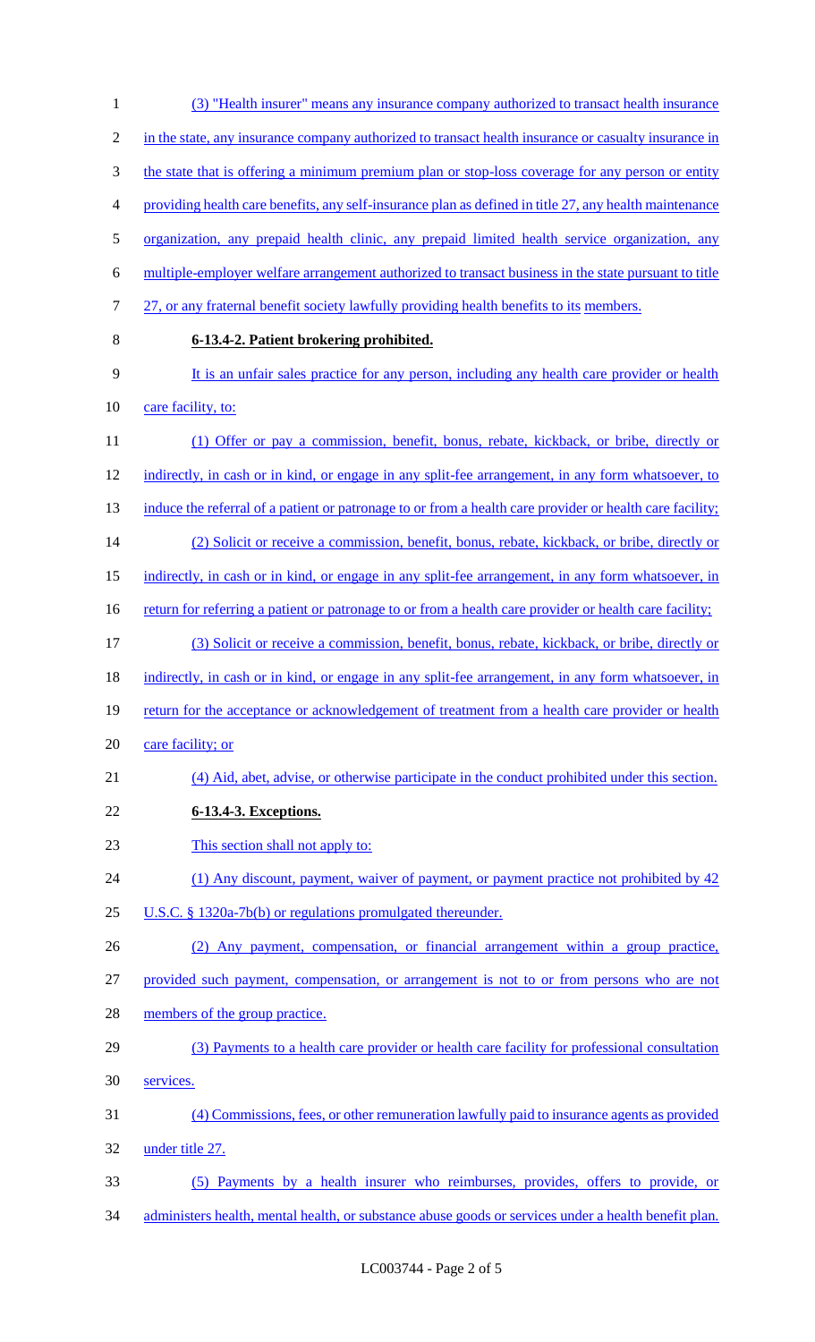(3) "Health insurer" means any insurance company authorized to transact health insurance in the state, any insurance company authorized to transact health insurance or casualty insurance in the state that is offering a minimum premium plan or stop-loss coverage for any person or entity providing health care benefits, any self-insurance plan as defined in title 27, any health maintenance organization, any prepaid health clinic, any prepaid limited health service organization, any multiple-employer welfare arrangement authorized to transact business in the state pursuant to title 27, or any fraternal benefit society lawfully providing health benefits to its members.

**6-13.4-2. Patient brokering prohibited.**

It is an unfair sales practice for any person, including any health care provider or health care facility, to:

(1) Offer or pay a commission, benefit, bonus, rebate, kickback, or bribe, directly or indirectly, in cash or in kind, or engage in any split-fee arrangement, in any form whatsoever, to induce the referral of a patient or patronage to or from a health care provider or health care facility;

(2) Solicit or receive a commission, benefit, bonus, rebate, kickback, or bribe, directly or indirectly, in cash or in kind, or engage in any split-fee arrangement, in any form whatsoever, in return for referring a patient or patronage to or from a health care provider or health care facility;

(3) Solicit or receive a commission, benefit, bonus, rebate, kickback, or bribe, directly or indirectly, in cash or in kind, or engage in any split-fee arrangement, in any form whatsoever, in return for the acceptance or acknowledgement of treatment from a health care provider or health care facility; or

(4) Aid, abet, advise, or otherwise participate in the conduct prohibited under this section.

**6-13.4-3. Exceptions.**

This section shall not apply to:

(1) Any discount, payment, waiver of payment, or payment practice not prohibited by 42 U.S.C. § 1320a-7b(b) or regulations promulgated thereunder.

(2) Any payment, compensation, or financial arrangement within a group practice, provided such payment, compensation, or arrangement is not to or from persons who are not members of the group practice.

(3) Payments to a health care provider or health care facility for professional consultation services.

(4) Commissions, fees, or other remuneration lawfully paid to insurance agents as provided under title 27.

(5) Payments by a health insurer who reimburses, provides, offers to provide, or administers health, mental health, or substance abuse goods or services under a health benefit plan.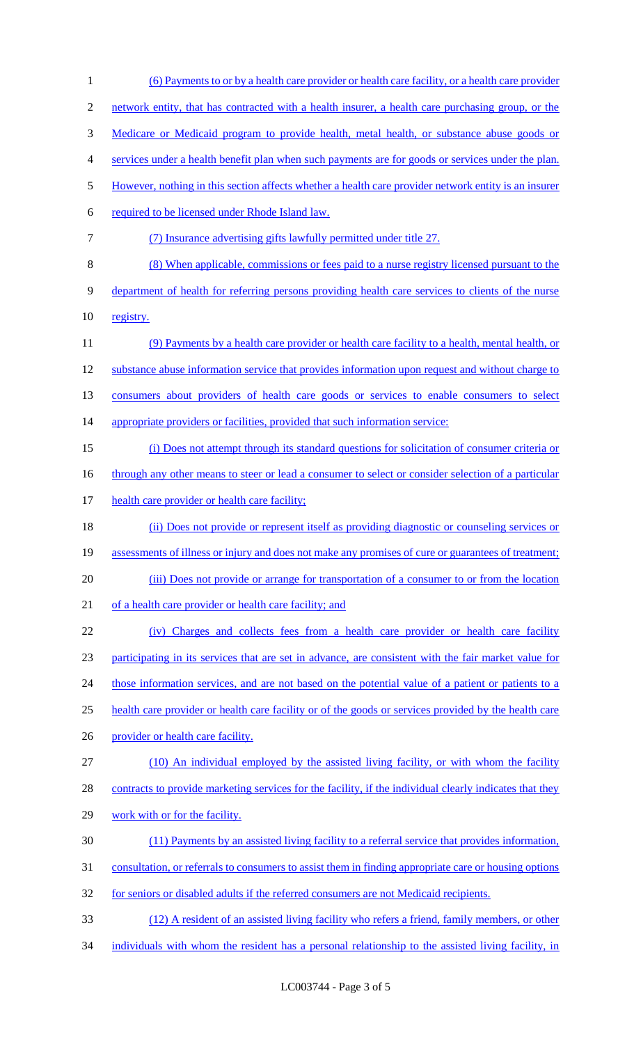(6) Payments to or by a health care provider or health care facility, or a health care provider network entity, that has contracted with a health insurer, a health care purchasing group, or the Medicare or Medicaid program to provide health, metal health, or substance abuse goods or services under a health benefit plan when such payments are for goods or services under the plan. However, nothing in this section affects whether a health care provider network entity is an insurer required to be licensed under Rhode Island law.

(7) Insurance advertising gifts lawfully permitted under title 27.

(8) When applicable, commissions or fees paid to a nurse registry licensed pursuant to the department of health for referring persons providing health care services to clients of the nurse registry.

(9) Payments by a health care provider or health care facility to a health, mental health, or substance abuse information service that provides information upon request and without charge to consumers about providers of health care goods or services to enable consumers to select appropriate providers or facilities, provided that such information service:

(i) Does not attempt through its standard questions for solicitation of consumer criteria or through any other means to steer or lead a consumer to select or consider selection of a particular health care provider or health care facility;

(ii) Does not provide or represent itself as providing diagnostic or counseling services or assessments of illness or injury and does not make any promises of cure or guarantees of treatment;

(iii) Does not provide or arrange for transportation of a consumer to or from the location of a health care provider or health care facility; and

(iv) Charges and collects fees from a health care provider or health care facility participating in its services that are set in advance, are consistent with the fair market value for those information services, and are not based on the potential value of a patient or patients to a health care provider or health care facility or of the goods or services provided by the health care provider or health care facility.

(10) An individual employed by the assisted living facility, or with whom the facility contracts to provide marketing services for the facility, if the individual clearly indicates that they work with or for the facility.

(11) Payments by an assisted living facility to a referral service that provides information, consultation, or referrals to consumers to assist them in finding appropriate care or housing options for seniors or disabled adults if the referred consumers are not Medicaid recipients.

(12) A resident of an assisted living facility who refers a friend, family members, or other individuals with whom the resident has a personal relationship to the assisted living facility, in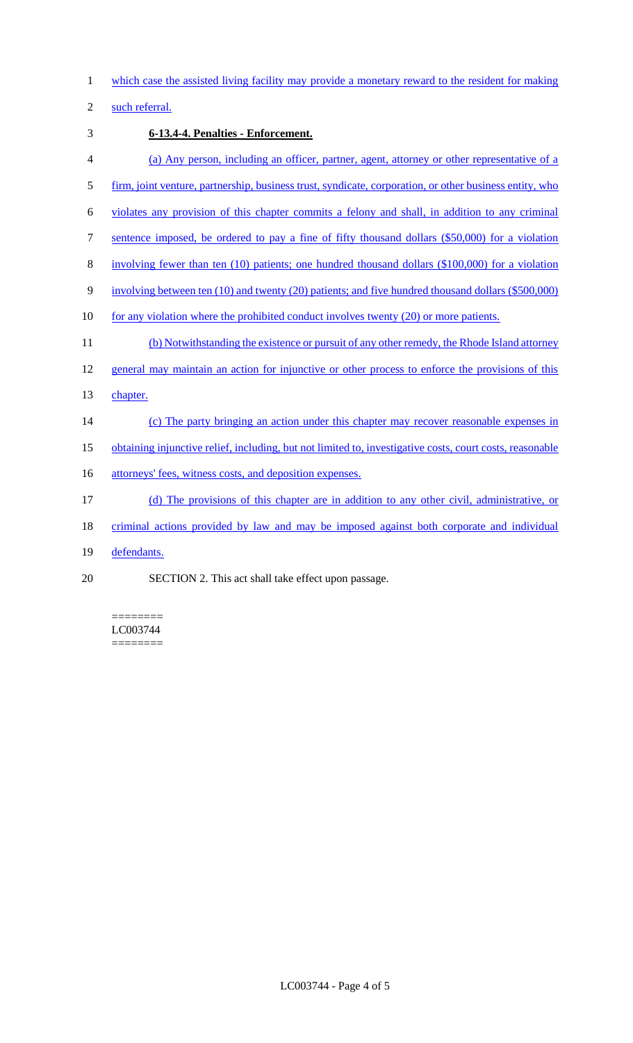which case the assisted living facility may provide a monetary reward to the resident for making such referral.

**6-13.4-4. Penalties - Enforcement.**

(a) Any person, including an officer, partner, agent, attorney or other representative of a firm, joint venture, partnership, business trust, syndicate, corporation, or other business entity, who violates any provision of this chapter commits a felony and shall, in addition to any criminal sentence imposed, be ordered to pay a fine of fifty thousand dollars ($50,000) for a violation involving fewer than ten (10) patients; one hundred thousand dollars ($100,000) for a violation involving between ten (10) and twenty (20) patients; and five hundred thousand dollars ($500,000) for any violation where the prohibited conduct involves twenty (20) or more patients.

(b) Notwithstanding the existence or pursuit of any other remedy, the Rhode Island attorney general may maintain an action for injunctive or other process to enforce the provisions of this chapter.

(c) The party bringing an action under this chapter may recover reasonable expenses in obtaining injunctive relief, including, but not limited to, investigative costs, court costs, reasonable attorneys' fees, witness costs, and deposition expenses.

(d) The provisions of this chapter are in addition to any other civil, administrative, or criminal actions provided by law and may be imposed against both corporate and individual defendants.

SECTION 2. This act shall take effect upon passage.

========
LC003744
========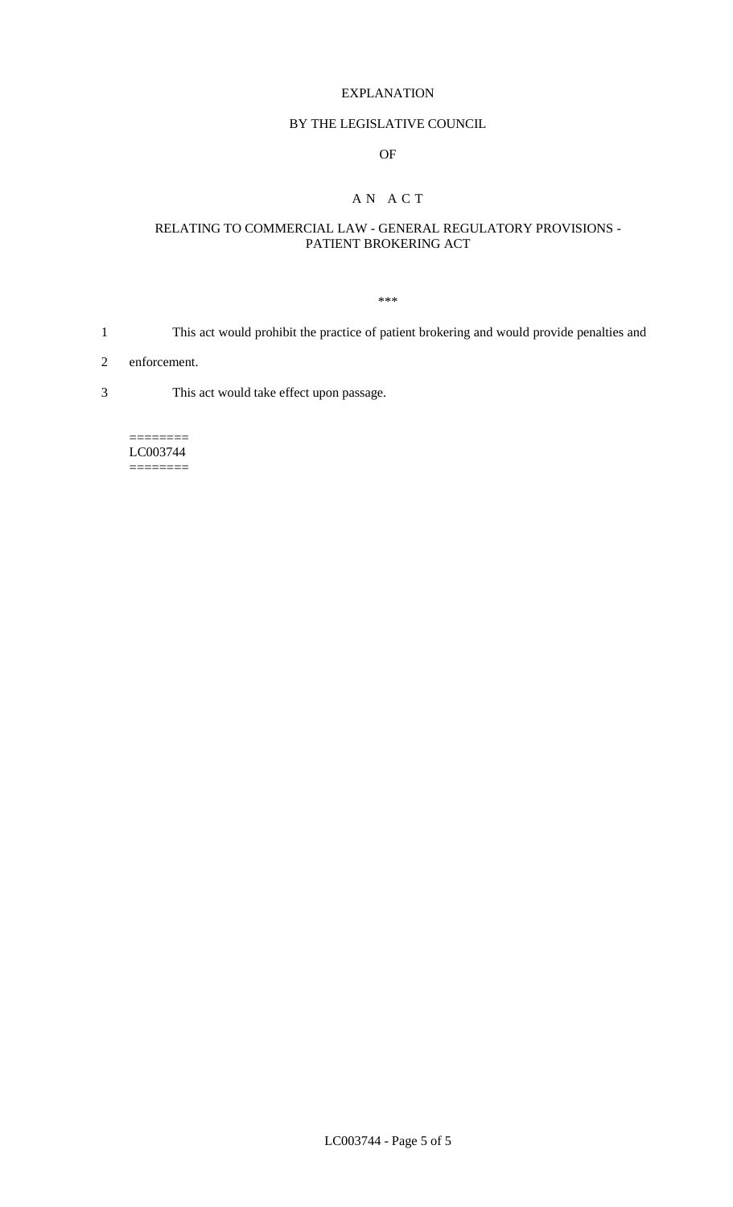# EXPLANATION

## BY THE LEGISLATIVE COUNCIL

## OF

## A N A C T

## RELATING TO COMMERCIAL LAW - GENERAL REGULATORY PROVISIONS - PATIENT BROKERING ACT

\*\*\*

1 This act would prohibit the practice of patient brokering and would provide penalties and

2 enforcement.

3 This act would take effect upon passage.

========
LC003744
========